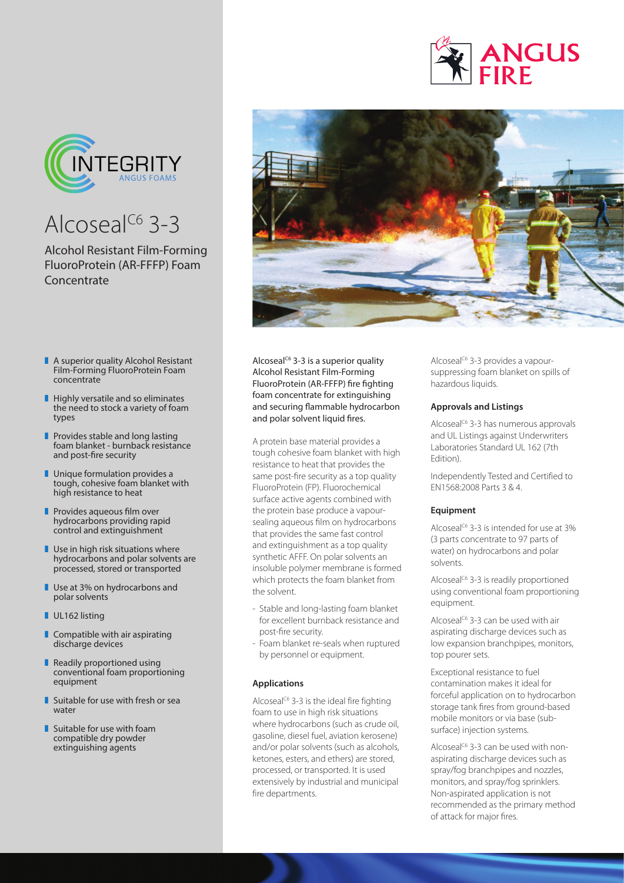# Alcoseal$^{C6}$ 3-3

## Alcohol Resistant Film-Forming FluoroProtein (AR-FFFP) Foam Concentrate

- A superior quality Alcohol Resistant Film-Forming FluoroProtein Foam concentrate
- Highly versatile and so eliminates the need to stock a variety of foam types
- Provides stable and long lasting foam blanket - burnback resistance and post-fire security
- Unique formulation provides a tough, cohesive foam blanket with high resistance to heat
- Provides aqueous film over hydrocarbons providing rapid control and extinguishment
- Use in high risk situations where hydrocarbons and polar solvents are processed, stored or transported
- Use at 3% on hydrocarbons and polar solvents
- UL162 listing
- Compatible with air aspirating discharge devices
- Readily proportioned using conventional foam proportioning equipment
- Suitable for use with fresh or sea water
- Suitable for use with foam compatible dry powder extinguishing agents

Alcoseal$^{C6}$ 3-3 is a superior quality Alcohol Resistant Film-Forming FluoroProtein (AR-FFFP) fire fighting foam concentrate for extinguishing and securing flammable hydrocarbon and polar solvent liquid fires.

A protein base material provides a tough cohesive foam blanket with high resistance to heat that provides the same post-fire security as a top quality FluoroProtein (FP). Fluorochemical surface active agents combined with the protein base produce a vapour-sealing aqueous film on hydrocarbons that provides the same fast control and extinguishment as a top quality synthetic AFFF. On polar solvents an insoluble polymer membrane is formed which protects the foam blanket from the solvent.

- Stable and long-lasting foam blanket for excellent burnback resistance and post-fire security.
- Foam blanket re-seals when ruptured by personnel or equipment.

### Applications

Alcoseal$^{C6}$ 3-3 is the ideal fire fighting foam to use in high risk situations where hydrocarbons (such as crude oil, gasoline, diesel fuel, aviation kerosene) and/or polar solvents (such as alcohols, ketones, esters, and ethers) are stored, processed, or transported. It is used extensively by industrial and municipal fire departments.

Alcoseal$^{C6}$ 3-3 provides a vapour-suppressing foam blanket on spills of hazardous liquids.

### Approvals and Listings

Alcoseal$^{C6}$ 3-3 has numerous approvals and UL Listings against Underwriters Laboratories Standard UL 162 (7th Edition).

Independently Tested and Certified to EN1568:2008 Parts 3 & 4.

### Equipment

Alcoseal$^{C6}$ 3-3 is intended for use at 3% (3 parts concentrate to 97 parts of water) on hydrocarbons and polar solvents.

Alcoseal$^{C6}$ 3-3 is readily proportioned using conventional foam proportioning equipment.

Alcoseal$^{C6}$ 3-3 can be used with air aspirating discharge devices such as low expansion branchpipes, monitors, top pourer sets.

Exceptional resistance to fuel contamination makes it ideal for forceful application on to hydrocarbon storage tank fires from ground-based mobile monitors or via base (sub-surface) injection systems.

Alcoseal$^{C6}$ 3-3 can be used with non-aspirating discharge devices such as spray/fog branchpipes and nozzles, monitors, and spray/fog sprinklers. Non-aspirated application is not recommended as the primary method of attack for major fires.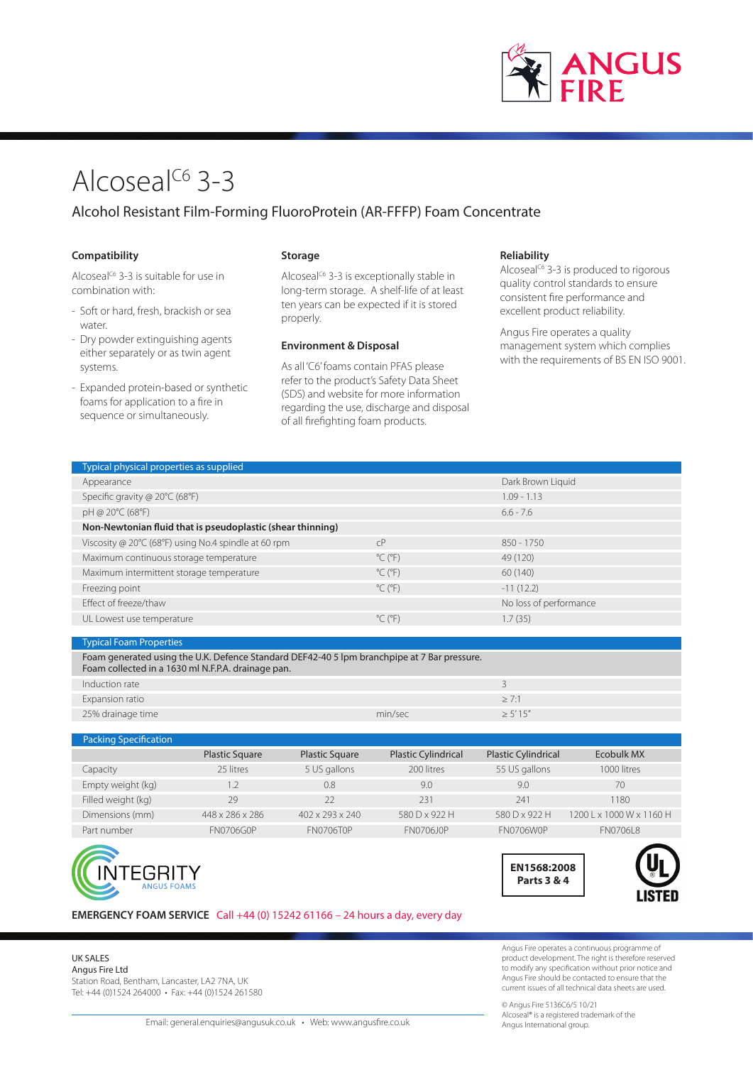# Alcoseal$^{C6}$ 3-3

## Alcohol Resistant Film-Forming FluoroProtein (AR-FFFP) Foam Concentrate

### Compatibility

Alcoseal$^{C6}$ 3-3 is suitable for use in combination with:

- Soft or hard, fresh, brackish or sea water.
- Dry powder extinguishing agents either separately or as twin agent systems.
- Expanded protein-based or synthetic foams for application to a fire in sequence or simultaneously.

### Storage

Alcoseal$^{C6}$ 3-3 is exceptionally stable in long-term storage. A shelf-life of at least ten years can be expected if it is stored properly.

### Environment & Disposal

As all 'C6' foams contain PFAS please refer to the product's Safety Data Sheet (SDS) and website for more information regarding the use, discharge and disposal of all firefighting foam products.

### Reliability

Alcoseal$^{C6}$ 3-3 is produced to rigorous quality control standards to ensure consistent fire performance and excellent product reliability.

Angus Fire operates a quality management system which complies with the requirements of BS EN ISO 9001.

| Typical physical properties as supplied | | |
|---|---|---|
| Appearance | | Dark Brown Liquid |
| Specific gravity @ 20°C (68°F) | | 1.09 - 1.13 |
| pH @ 20°C (68°F) | | 6.6 - 7.6 |
| **Non-Newtonian fluid that is pseudoplastic (shear thinning)** | | |
| Viscosity @ 20°C (68°F) using No.4 spindle at 60 rpm | cP | 850 - 1750 |
| Maximum continuous storage temperature | °C (°F) | 49 (120) |
| Maximum intermittent storage temperature | °C (°F) | 60 (140) |
| Freezing point | °C (°F) | -11 (12.2) |
| Effect of freeze/thaw | | No loss of performance |
| UL Lowest use temperature | °C (°F) | 1.7 (35) |

| Typical Foam Properties | | |
|---|---|---|
| Foam generated using the U.K. Defence Standard DEF42-40 5 lpm branchpipe at 7 Bar pressure. Foam collected in a 1630 ml N.F.P.A. drainage pan. | | |
| Induction rate | | 3 |
| Expansion ratio | | ≥ 7:1 |
| 25% drainage time | min/sec | ≥ 5' 15" |

| Packing Specification | Plastic Square | Plastic Square | Plastic Cylindrical | Plastic Cylindrical | Ecobulk MX |
|---|---|---|---|---|---|
| Capacity | 25 litres | 5 US gallons | 200 litres | 55 US gallons | 1000 litres |
| Empty weight (kg) | 1.2 | 0.8 | 9.0 | 9.0 | 70 |
| Filled weight (kg) | 29 | 22 | 231 | 241 | 1180 |
| Dimensions (mm) | 448 x 286 x 286 | 402 x 293 x 240 | 580 D x 922 H | 580 D x 922 H | 1200 L x 1000 W x 1160 H |
| Part number | FN0706G0P | FN0706T0P | FN0706J0P | FN0706W0P | FN0706L8 |

INTEGRITY ANGUS FOAMS

EN1568:2008 Parts 3 & 4

UL LISTED

**EMERGENCY FOAM SERVICE** Call +44 (0) 15242 61166 – 24 hours a day, every day

UK SALES
Angus Fire Ltd
Station Road, Bentham, Lancaster, LA2 7NA, UK
Tel: +44 (0)1524 264000 • Fax: +44 (0)1524 261580

Email: general.enquiries@angusuk.co.uk • Web: www.angusfire.co.uk

Angus Fire operates a continuous programme of product development. The right is therefore reserved to modify any specification without prior notice and Angus Fire should be contacted to ensure that the current issues of all technical data sheets are used.

© Angus Fire 5136C6/5 10/21
Alcoseal® is a registered trademark of the Angus International group.